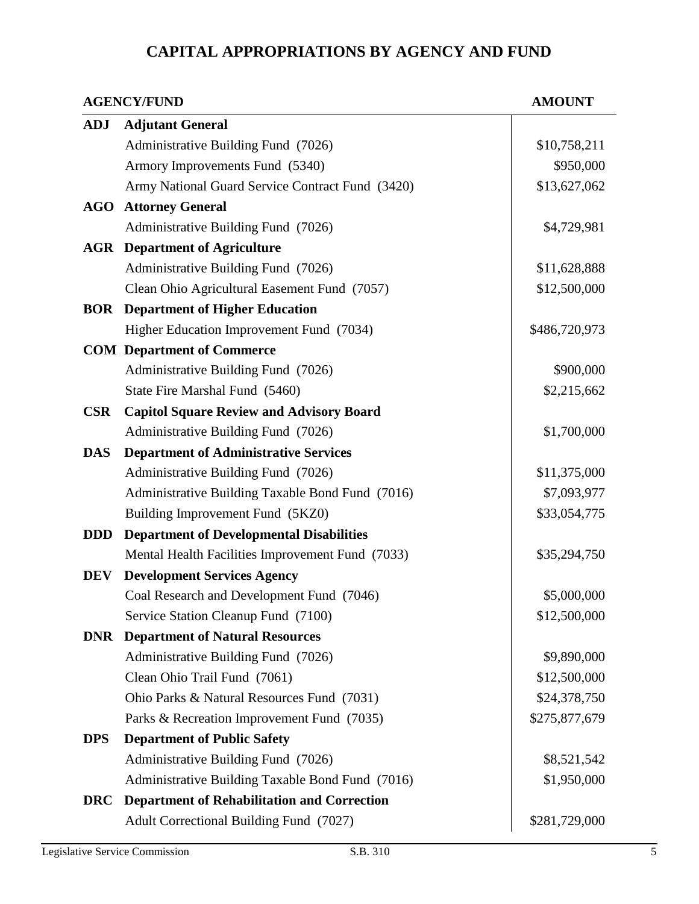# CAPITAL APPROPRIATIONS BY AGENCY AND FUND

| AGENCY/FUND | | AMOUNT |
|---|---|---|
| **ADJ** | **Adjutant General** | |
| | Administrative Building Fund (7026) | $10,758,211 |
| | Armory Improvements Fund (5340) | $950,000 |
| | Army National Guard Service Contract Fund (3420) | $13,627,062 |
| **AGO** | **Attorney General** | |
| | Administrative Building Fund (7026) | $4,729,981 |
| **AGR** | **Department of Agriculture** | |
| | Administrative Building Fund (7026) | $11,628,888 |
| | Clean Ohio Agricultural Easement Fund (7057) | $12,500,000 |
| **BOR** | **Department of Higher Education** | |
| | Higher Education Improvement Fund (7034) | $486,720,973 |
| **COM** | **Department of Commerce** | |
| | Administrative Building Fund (7026) | $900,000 |
| | State Fire Marshal Fund (5460) | $2,215,662 |
| **CSR** | **Capitol Square Review and Advisory Board** | |
| | Administrative Building Fund (7026) | $1,700,000 |
| **DAS** | **Department of Administrative Services** | |
| | Administrative Building Fund (7026) | $11,375,000 |
| | Administrative Building Taxable Bond Fund (7016) | $7,093,977 |
| | Building Improvement Fund (5KZ0) | $33,054,775 |
| **DDD** | **Department of Developmental Disabilities** | |
| | Mental Health Facilities Improvement Fund (7033) | $35,294,750 |
| **DEV** | **Development Services Agency** | |
| | Coal Research and Development Fund (7046) | $5,000,000 |
| | Service Station Cleanup Fund (7100) | $12,500,000 |
| **DNR** | **Department of Natural Resources** | |
| | Administrative Building Fund (7026) | $9,890,000 |
| | Clean Ohio Trail Fund (7061) | $12,500,000 |
| | Ohio Parks & Natural Resources Fund (7031) | $24,378,750 |
| | Parks & Recreation Improvement Fund (7035) | $275,877,679 |
| **DPS** | **Department of Public Safety** | |
| | Administrative Building Fund (7026) | $8,521,542 |
| | Administrative Building Taxable Bond Fund (7016) | $1,950,000 |
| **DRC** | **Department of Rehabilitation and Correction** | |
| | Adult Correctional Building Fund (7027) | $281,729,000 |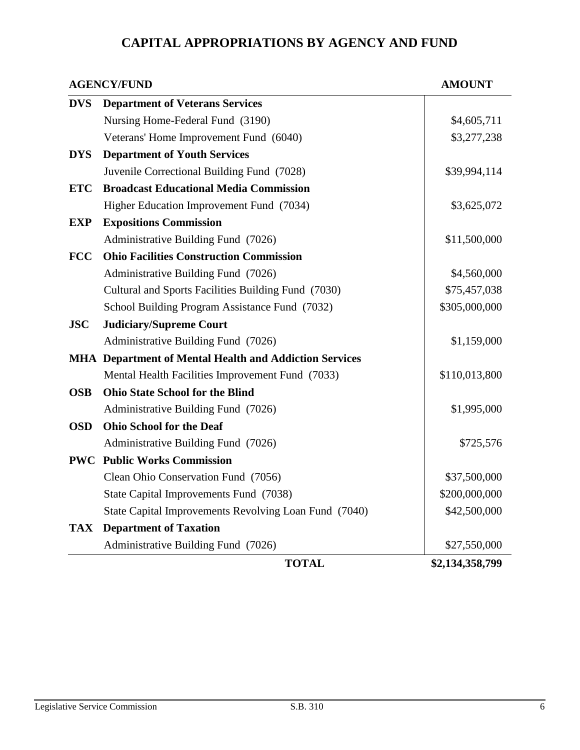# CAPITAL APPROPRIATIONS BY AGENCY AND FUND

| AGENCY/FUND | | AMOUNT |
|---|---|---|
| **DVS** | **Department of Veterans Services** | |
| | Nursing Home-Federal Fund (3190) | $4,605,711 |
| | Veterans' Home Improvement Fund (6040) | $3,277,238 |
| **DYS** | **Department of Youth Services** | |
| | Juvenile Correctional Building Fund (7028) | $39,994,114 |
| **ETC** | **Broadcast Educational Media Commission** | |
| | Higher Education Improvement Fund (7034) | $3,625,072 |
| **EXP** | **Expositions Commission** | |
| | Administrative Building Fund (7026) | $11,500,000 |
| **FCC** | **Ohio Facilities Construction Commission** | |
| | Administrative Building Fund (7026) | $4,560,000 |
| | Cultural and Sports Facilities Building Fund (7030) | $75,457,038 |
| | School Building Program Assistance Fund (7032) | $305,000,000 |
| **JSC** | **Judiciary/Supreme Court** | |
| | Administrative Building Fund (7026) | $1,159,000 |
| **MHA** | **Department of Mental Health and Addiction Services** | |
| | Mental Health Facilities Improvement Fund (7033) | $110,013,800 |
| **OSB** | **Ohio State School for the Blind** | |
| | Administrative Building Fund (7026) | $1,995,000 |
| **OSD** | **Ohio School for the Deaf** | |
| | Administrative Building Fund (7026) | $725,576 |
| **PWC** | **Public Works Commission** | |
| | Clean Ohio Conservation Fund (7056) | $37,500,000 |
| | State Capital Improvements Fund (7038) | $200,000,000 |
| | State Capital Improvements Revolving Loan Fund (7040) | $42,500,000 |
| **TAX** | **Department of Taxation** | |
| | Administrative Building Fund (7026) | $27,550,000 |
| | **TOTAL** | **$2,134,358,799** |